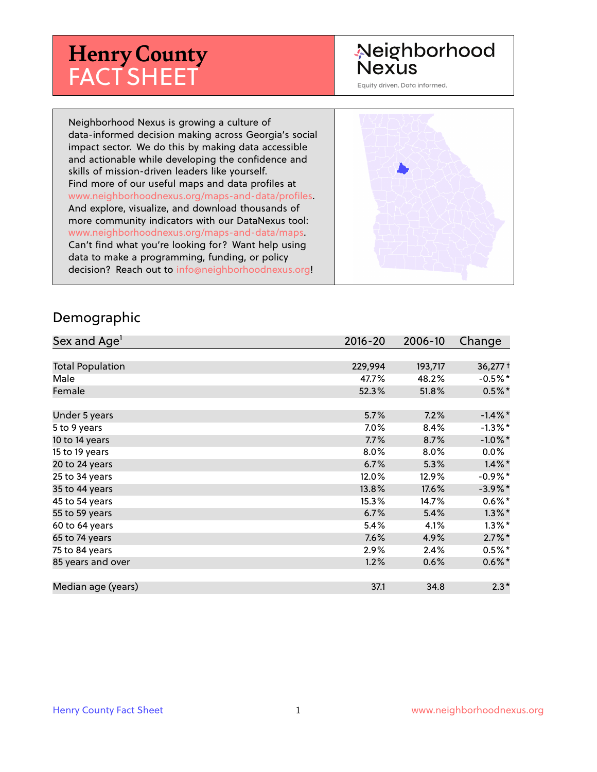# Henry County FACT SHEET

Neighborhood Nexus

Equity driven. Data informed.

Neighborhood Nexus is growing a culture of data-informed decision making across Georgia's social impact sector. We do this by making data accessible and actionable while developing the confidence and skills of mission-driven leaders like yourself. Find more of our useful maps and data profiles at www.neighborhoodnexus.org/maps-and-data/profiles. And explore, visualize, and download thousands of more community indicators with our DataNexus tool: www.neighborhoodnexus.org/maps-and-data/maps. Can't find what you're looking for? Want help using data to make a programming, funding, or policy decision? Reach out to info@neighborhoodnexus.org!

## Demographic

| Sex and Age[1] | 2016-20 | 2006-10 | Change |
|---|---|---|---|
| Total Population | 229,994 | 193,717 | 36,277† |
| Male | 47.7% | 48.2% | -0.5%* |
| Female | 52.3% | 51.8% | 0.5%* |
| | | | |
| Under 5 years | 5.7% | 7.2% | -1.4%* |
| 5 to 9 years | 7.0% | 8.4% | -1.3%* |
| 10 to 14 years | 7.7% | 8.7% | -1.0%* |
| 15 to 19 years | 8.0% | 8.0% | 0.0% |
| 20 to 24 years | 6.7% | 5.3% | 1.4%* |
| 25 to 34 years | 12.0% | 12.9% | -0.9%* |
| 35 to 44 years | 13.8% | 17.6% | -3.9%* |
| 45 to 54 years | 15.3% | 14.7% | 0.6%* |
| 55 to 59 years | 6.7% | 5.4% | 1.3%* |
| 60 to 64 years | 5.4% | 4.1% | 1.3%* |
| 65 to 74 years | 7.6% | 4.9% | 2.7%* |
| 75 to 84 years | 2.9% | 2.4% | 0.5%* |
| 85 years and over | 1.2% | 0.6% | 0.6%* |
| | | | |
| Median age (years) | 37.1 | 34.8 | 2.3* |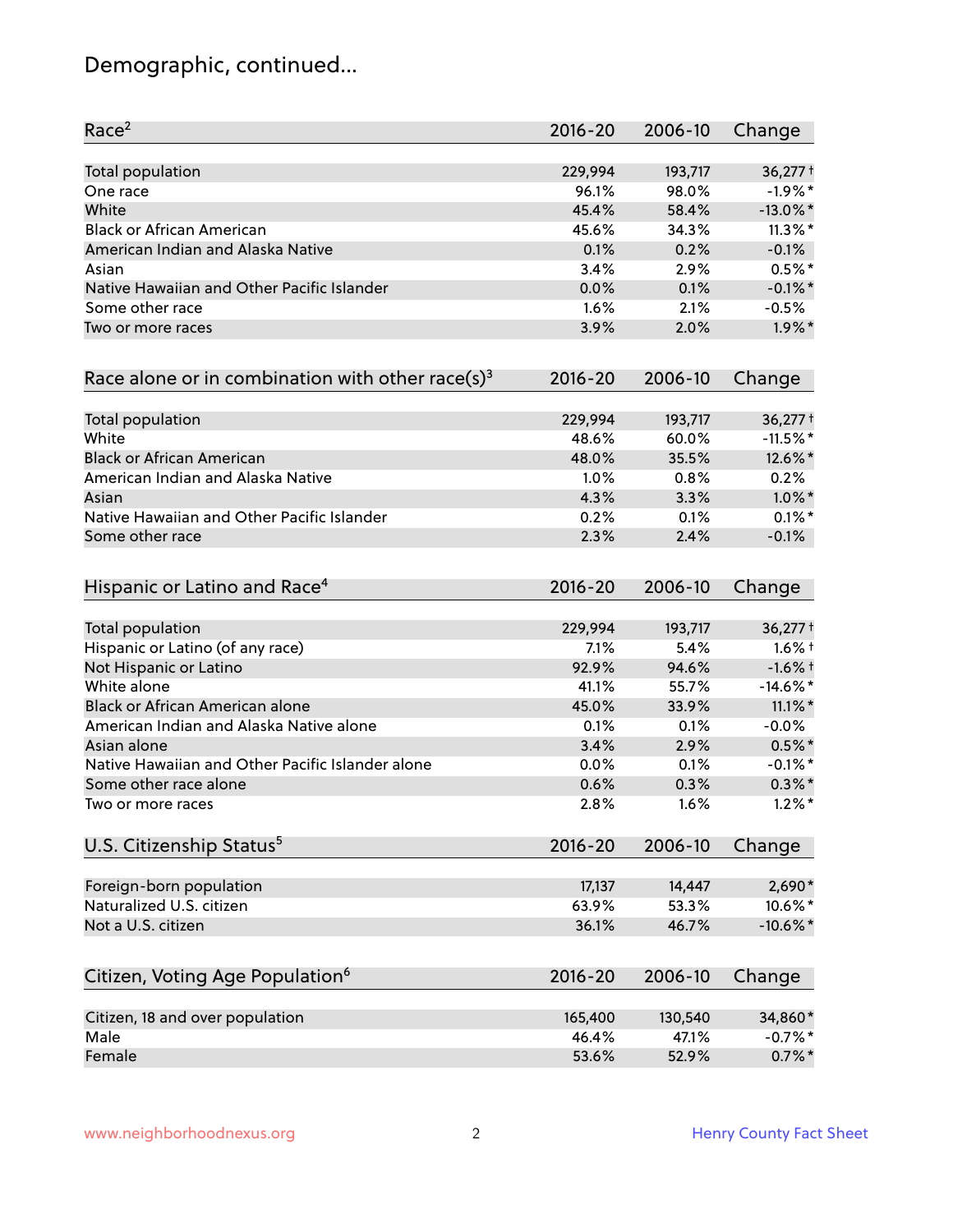# Demographic, continued...

| Race[2] | 2016-20 | 2006-10 | Change |
|---|---|---|---|
| Total population | 229,994 | 193,717 | 36,277† |
| One race | 96.1% | 98.0% | -1.9%* |
| White | 45.4% | 58.4% | -13.0%* |
| Black or African American | 45.6% | 34.3% | 11.3%* |
| American Indian and Alaska Native | 0.1% | 0.2% | -0.1% |
| Asian | 3.4% | 2.9% | 0.5%* |
| Native Hawaiian and Other Pacific Islander | 0.0% | 0.1% | -0.1%* |
| Some other race | 1.6% | 2.1% | -0.5% |
| Two or more races | 3.9% | 2.0% | 1.9%* |

| Race alone or in combination with other race(s)[3] | 2016-20 | 2006-10 | Change |
|---|---|---|---|
| Total population | 229,994 | 193,717 | 36,277† |
| White | 48.6% | 60.0% | -11.5%* |
| Black or African American | 48.0% | 35.5% | 12.6%* |
| American Indian and Alaska Native | 1.0% | 0.8% | 0.2% |
| Asian | 4.3% | 3.3% | 1.0%* |
| Native Hawaiian and Other Pacific Islander | 0.2% | 0.1% | 0.1%* |
| Some other race | 2.3% | 2.4% | -0.1% |

| Hispanic or Latino and Race[4] | 2016-20 | 2006-10 | Change |
|---|---|---|---|
| Total population | 229,994 | 193,717 | 36,277† |
| Hispanic or Latino (of any race) | 7.1% | 5.4% | 1.6%† |
| Not Hispanic or Latino | 92.9% | 94.6% | -1.6%† |
| White alone | 41.1% | 55.7% | -14.6%* |
| Black or African American alone | 45.0% | 33.9% | 11.1%* |
| American Indian and Alaska Native alone | 0.1% | 0.1% | -0.0% |
| Asian alone | 3.4% | 2.9% | 0.5%* |
| Native Hawaiian and Other Pacific Islander alone | 0.0% | 0.1% | -0.1%* |
| Some other race alone | 0.6% | 0.3% | 0.3%* |
| Two or more races | 2.8% | 1.6% | 1.2%* |

| U.S. Citizenship Status[5] | 2016-20 | 2006-10 | Change |
|---|---|---|---|
| Foreign-born population | 17,137 | 14,447 | 2,690* |
| Naturalized U.S. citizen | 63.9% | 53.3% | 10.6%* |
| Not a U.S. citizen | 36.1% | 46.7% | -10.6%* |

| Citizen, Voting Age Population[6] | 2016-20 | 2006-10 | Change |
|---|---|---|---|
| Citizen, 18 and over population | 165,400 | 130,540 | 34,860* |
| Male | 46.4% | 47.1% | -0.7%* |
| Female | 53.6% | 52.9% | 0.7%* |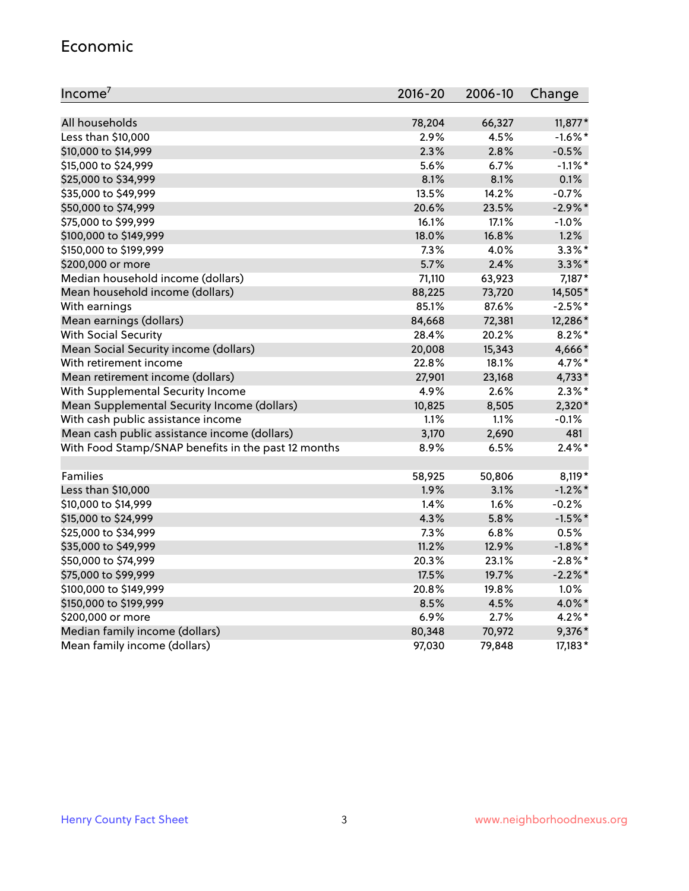## Economic

| Income[7] | 2016-20 | 2006-10 | Change |
|---|---|---|---|
| All households | 78,204 | 66,327 | 11,877* |
| Less than $10,000 | 2.9% | 4.5% | -1.6%* |
| $10,000 to $14,999 | 2.3% | 2.8% | -0.5% |
| $15,000 to $24,999 | 5.6% | 6.7% | -1.1%* |
| $25,000 to $34,999 | 8.1% | 8.1% | 0.1% |
| $35,000 to $49,999 | 13.5% | 14.2% | -0.7% |
| $50,000 to $74,999 | 20.6% | 23.5% | -2.9%* |
| $75,000 to $99,999 | 16.1% | 17.1% | -1.0% |
| $100,000 to $149,999 | 18.0% | 16.8% | 1.2% |
| $150,000 to $199,999 | 7.3% | 4.0% | 3.3%* |
| $200,000 or more | 5.7% | 2.4% | 3.3%* |
| Median household income (dollars) | 71,110 | 63,923 | 7,187* |
| Mean household income (dollars) | 88,225 | 73,720 | 14,505* |
| With earnings | 85.1% | 87.6% | -2.5%* |
| Mean earnings (dollars) | 84,668 | 72,381 | 12,286* |
| With Social Security | 28.4% | 20.2% | 8.2%* |
| Mean Social Security income (dollars) | 20,008 | 15,343 | 4,666* |
| With retirement income | 22.8% | 18.1% | 4.7%* |
| Mean retirement income (dollars) | 27,901 | 23,168 | 4,733* |
| With Supplemental Security Income | 4.9% | 2.6% | 2.3%* |
| Mean Supplemental Security Income (dollars) | 10,825 | 8,505 | 2,320* |
| With cash public assistance income | 1.1% | 1.1% | -0.1% |
| Mean cash public assistance income (dollars) | 3,170 | 2,690 | 481 |
| With Food Stamp/SNAP benefits in the past 12 months | 8.9% | 6.5% | 2.4%* |
| | | | |
| Families | 58,925 | 50,806 | 8,119* |
| Less than $10,000 | 1.9% | 3.1% | -1.2%* |
| $10,000 to $14,999 | 1.4% | 1.6% | -0.2% |
| $15,000 to $24,999 | 4.3% | 5.8% | -1.5%* |
| $25,000 to $34,999 | 7.3% | 6.8% | 0.5% |
| $35,000 to $49,999 | 11.2% | 12.9% | -1.8%* |
| $50,000 to $74,999 | 20.3% | 23.1% | -2.8%* |
| $75,000 to $99,999 | 17.5% | 19.7% | -2.2%* |
| $100,000 to $149,999 | 20.8% | 19.8% | 1.0% |
| $150,000 to $199,999 | 8.5% | 4.5% | 4.0%* |
| $200,000 or more | 6.9% | 2.7% | 4.2%* |
| Median family income (dollars) | 80,348 | 70,972 | 9,376* |
| Mean family income (dollars) | 97,030 | 79,848 | 17,183* |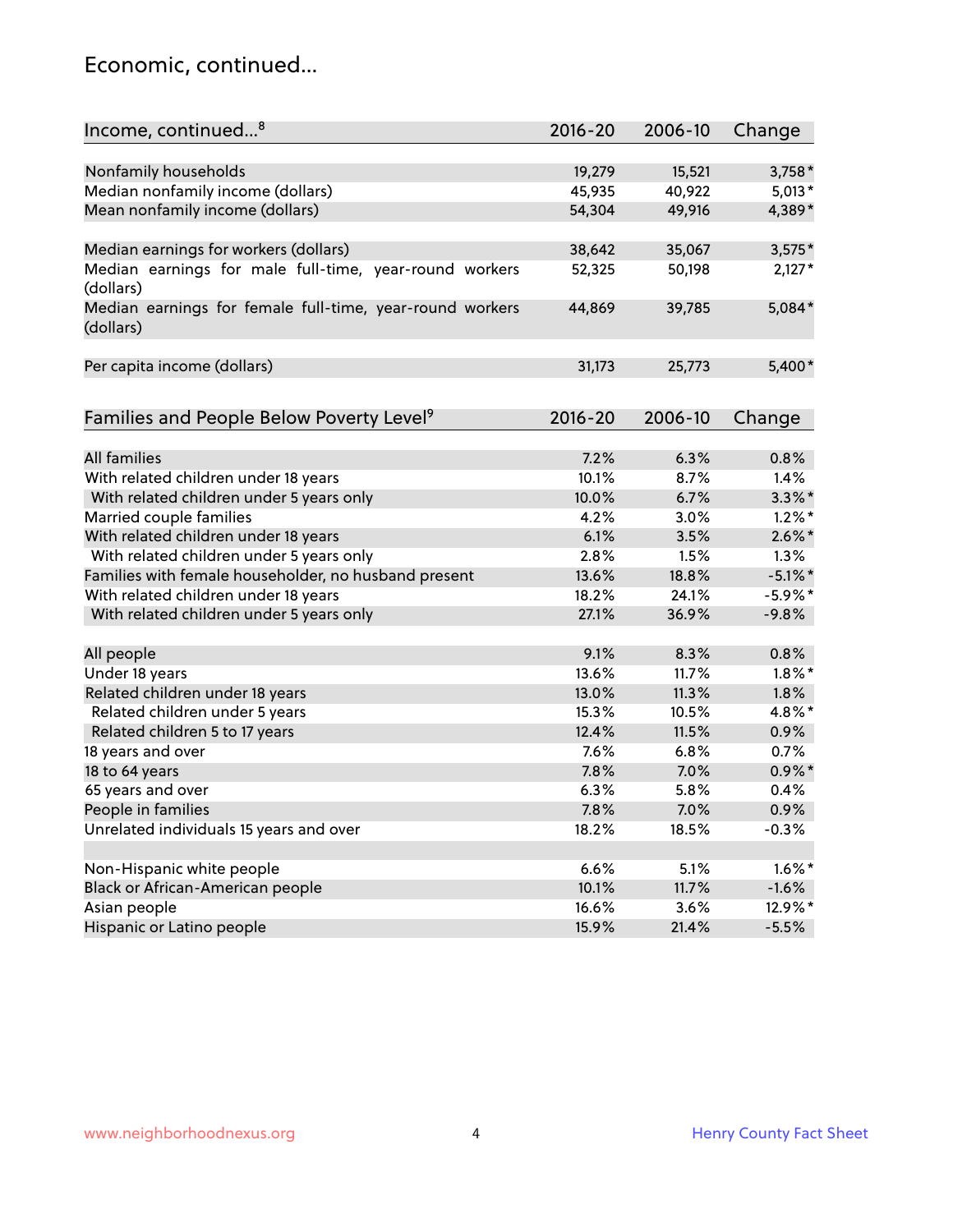## Economic, continued...

| Income, continued...[8] | 2016-20 | 2006-10 | Change |
|---|---|---|---|
| Nonfamily households | 19,279 | 15,521 | 3,758* |
| Median nonfamily income (dollars) | 45,935 | 40,922 | 5,013* |
| Mean nonfamily income (dollars) | 54,304 | 49,916 | 4,389* |
| Median earnings for workers (dollars) | 38,642 | 35,067 | 3,575* |
| Median earnings for male full-time, year-round workers (dollars) | 52,325 | 50,198 | 2,127* |
| Median earnings for female full-time, year-round workers (dollars) | 44,869 | 39,785 | 5,084* |
| Per capita income (dollars) | 31,173 | 25,773 | 5,400* |

| Families and People Below Poverty Level[9] | 2016-20 | 2006-10 | Change |
|---|---|---|---|
| All families | 7.2% | 6.3% | 0.8% |
| With related children under 18 years | 10.1% | 8.7% | 1.4% |
| With related children under 5 years only | 10.0% | 6.7% | 3.3%* |
| Married couple families | 4.2% | 3.0% | 1.2%* |
| With related children under 18 years | 6.1% | 3.5% | 2.6%* |
| With related children under 5 years only | 2.8% | 1.5% | 1.3% |
| Families with female householder, no husband present | 13.6% | 18.8% | -5.1%* |
| With related children under 18 years | 18.2% | 24.1% | -5.9%* |
| With related children under 5 years only | 27.1% | 36.9% | -9.8% |
| All people | 9.1% | 8.3% | 0.8% |
| Under 18 years | 13.6% | 11.7% | 1.8%* |
| Related children under 18 years | 13.0% | 11.3% | 1.8% |
| Related children under 5 years | 15.3% | 10.5% | 4.8%* |
| Related children 5 to 17 years | 12.4% | 11.5% | 0.9% |
| 18 years and over | 7.6% | 6.8% | 0.7% |
| 18 to 64 years | 7.8% | 7.0% | 0.9%* |
| 65 years and over | 6.3% | 5.8% | 0.4% |
| People in families | 7.8% | 7.0% | 0.9% |
| Unrelated individuals 15 years and over | 18.2% | 18.5% | -0.3% |
| Non-Hispanic white people | 6.6% | 5.1% | 1.6%* |
| Black or African-American people | 10.1% | 11.7% | -1.6% |
| Asian people | 16.6% | 3.6% | 12.9%* |
| Hispanic or Latino people | 15.9% | 21.4% | -5.5% |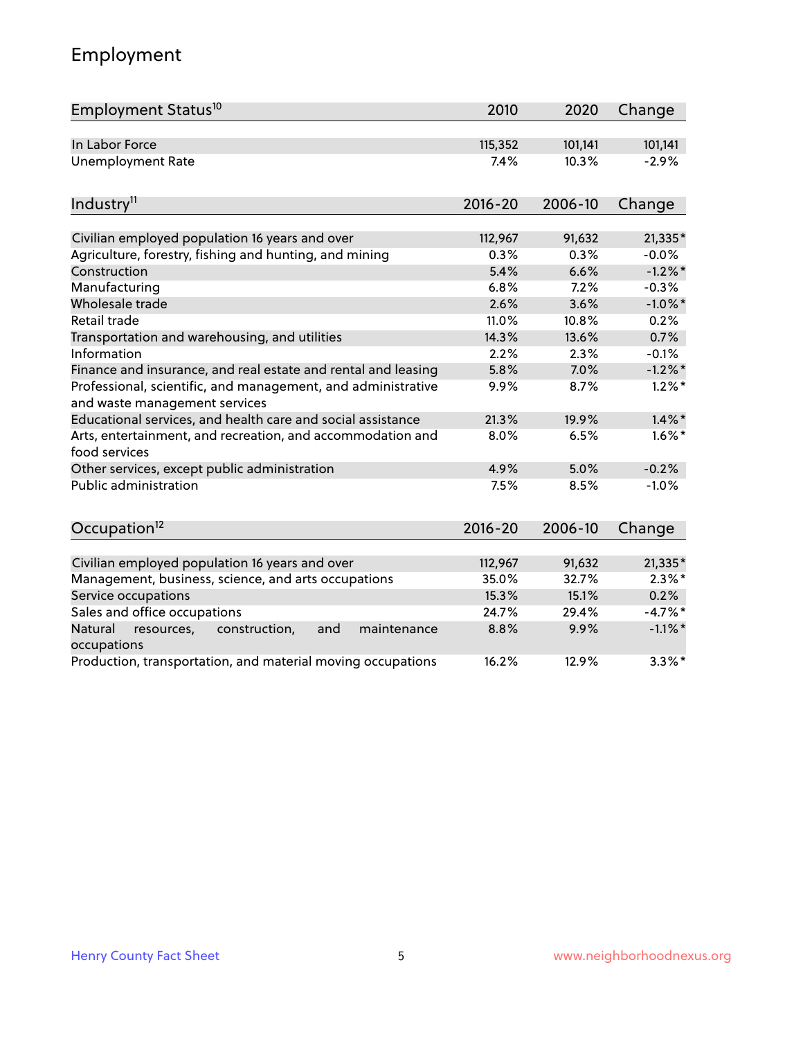# Employment

| Employment Status[10] | 2010 | 2020 | Change |
|---|---|---|---|
| In Labor Force | 115,352 | 101,141 | 101,141 |
| Unemployment Rate | 7.4% | 10.3% | -2.9% |

| Industry[11] | 2016-20 | 2006-10 | Change |
|---|---|---|---|
| Civilian employed population 16 years and over | 112,967 | 91,632 | 21,335* |
| Agriculture, forestry, fishing and hunting, and mining | 0.3% | 0.3% | -0.0% |
| Construction | 5.4% | 6.6% | -1.2%* |
| Manufacturing | 6.8% | 7.2% | -0.3% |
| Wholesale trade | 2.6% | 3.6% | -1.0%* |
| Retail trade | 11.0% | 10.8% | 0.2% |
| Transportation and warehousing, and utilities | 14.3% | 13.6% | 0.7% |
| Information | 2.2% | 2.3% | -0.1% |
| Finance and insurance, and real estate and rental and leasing | 5.8% | 7.0% | -1.2%* |
| Professional, scientific, and management, and administrative and waste management services | 9.9% | 8.7% | 1.2%* |
| Educational services, and health care and social assistance | 21.3% | 19.9% | 1.4%* |
| Arts, entertainment, and recreation, and accommodation and food services | 8.0% | 6.5% | 1.6%* |
| Other services, except public administration | 4.9% | 5.0% | -0.2% |
| Public administration | 7.5% | 8.5% | -1.0% |

| Occupation[12] | 2016-20 | 2006-10 | Change |
|---|---|---|---|
| Civilian employed population 16 years and over | 112,967 | 91,632 | 21,335* |
| Management, business, science, and arts occupations | 35.0% | 32.7% | 2.3%* |
| Service occupations | 15.3% | 15.1% | 0.2% |
| Sales and office occupations | 24.7% | 29.4% | -4.7%* |
| Natural resources, construction, and maintenance occupations | 8.8% | 9.9% | -1.1%* |
| Production, transportation, and material moving occupations | 16.2% | 12.9% | 3.3%* |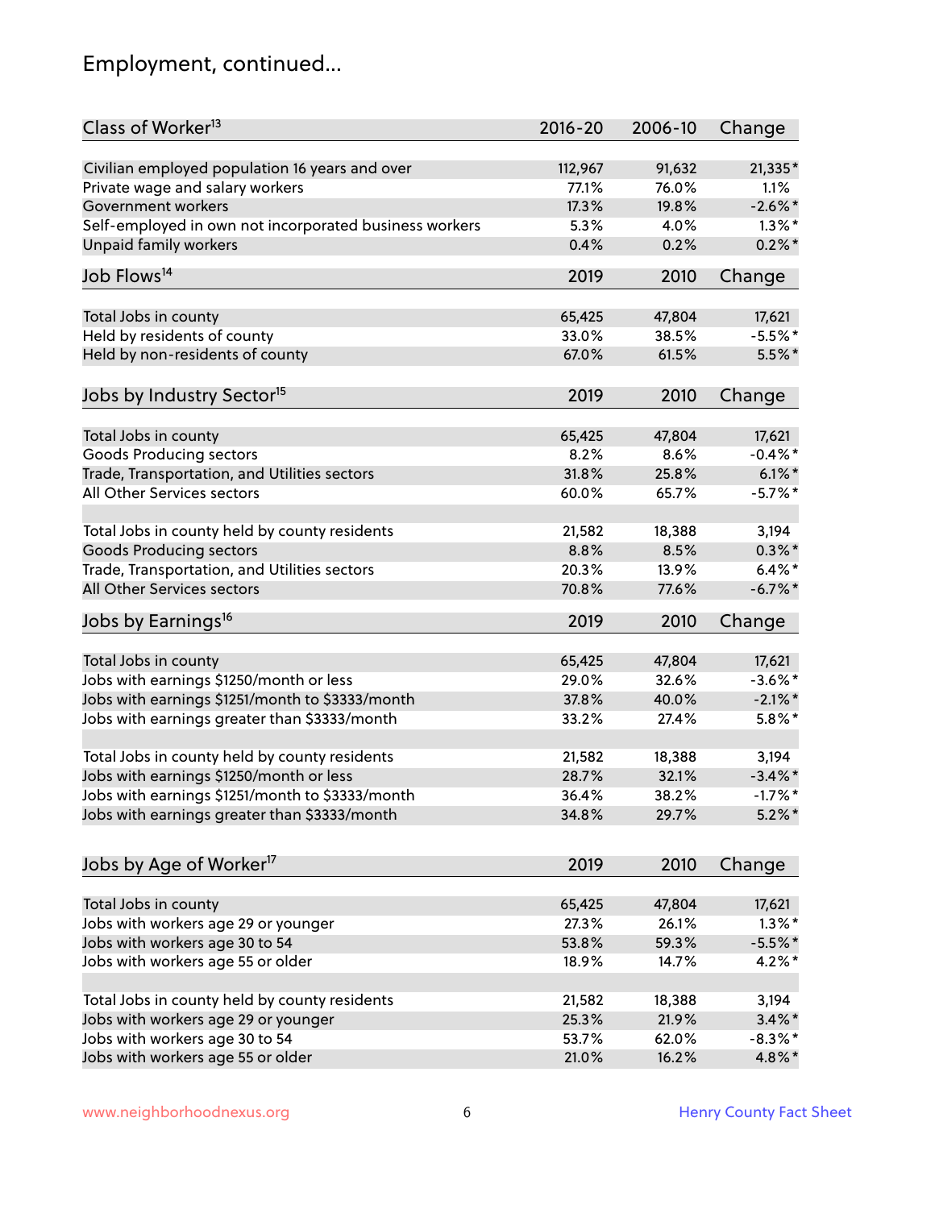## Employment, continued...

| Class of Worker[13] | 2016-20 | 2006-10 | Change |
|---|---|---|---|
| Civilian employed population 16 years and over | 112,967 | 91,632 | 21,335* |
| Private wage and salary workers | 77.1% | 76.0% | 1.1% |
| Government workers | 17.3% | 19.8% | -2.6%* |
| Self-employed in own not incorporated business workers | 5.3% | 4.0% | 1.3%* |
| Unpaid family workers | 0.4% | 0.2% | 0.2%* |

| Job Flows[14] | 2019 | 2010 | Change |
|---|---|---|---|
| Total Jobs in county | 65,425 | 47,804 | 17,621 |
| Held by residents of county | 33.0% | 38.5% | -5.5%* |
| Held by non-residents of county | 67.0% | 61.5% | 5.5%* |

| Jobs by Industry Sector[15] | 2019 | 2010 | Change |
|---|---|---|---|
| Total Jobs in county | 65,425 | 47,804 | 17,621 |
| Goods Producing sectors | 8.2% | 8.6% | -0.4%* |
| Trade, Transportation, and Utilities sectors | 31.8% | 25.8% | 6.1%* |
| All Other Services sectors | 60.0% | 65.7% | -5.7%* |
| | | | |
| Total Jobs in county held by county residents | 21,582 | 18,388 | 3,194 |
| Goods Producing sectors | 8.8% | 8.5% | 0.3%* |
| Trade, Transportation, and Utilities sectors | 20.3% | 13.9% | 6.4%* |
| All Other Services sectors | 70.8% | 77.6% | -6.7%* |

| Jobs by Earnings[16] | 2019 | 2010 | Change |
|---|---|---|---|
| Total Jobs in county | 65,425 | 47,804 | 17,621 |
| Jobs with earnings $1250/month or less | 29.0% | 32.6% | -3.6%* |
| Jobs with earnings $1251/month to $3333/month | 37.8% | 40.0% | -2.1%* |
| Jobs with earnings greater than $3333/month | 33.2% | 27.4% | 5.8%* |
| | | | |
| Total Jobs in county held by county residents | 21,582 | 18,388 | 3,194 |
| Jobs with earnings $1250/month or less | 28.7% | 32.1% | -3.4%* |
| Jobs with earnings $1251/month to $3333/month | 36.4% | 38.2% | -1.7%* |
| Jobs with earnings greater than $3333/month | 34.8% | 29.7% | 5.2%* |

| Jobs by Age of Worker[17] | 2019 | 2010 | Change |
|---|---|---|---|
| Total Jobs in county | 65,425 | 47,804 | 17,621 |
| Jobs with workers age 29 or younger | 27.3% | 26.1% | 1.3%* |
| Jobs with workers age 30 to 54 | 53.8% | 59.3% | -5.5%* |
| Jobs with workers age 55 or older | 18.9% | 14.7% | 4.2%* |
| | | | |
| Total Jobs in county held by county residents | 21,582 | 18,388 | 3,194 |
| Jobs with workers age 29 or younger | 25.3% | 21.9% | 3.4%* |
| Jobs with workers age 30 to 54 | 53.7% | 62.0% | -8.3%* |
| Jobs with workers age 55 or older | 21.0% | 16.2% | 4.8%* |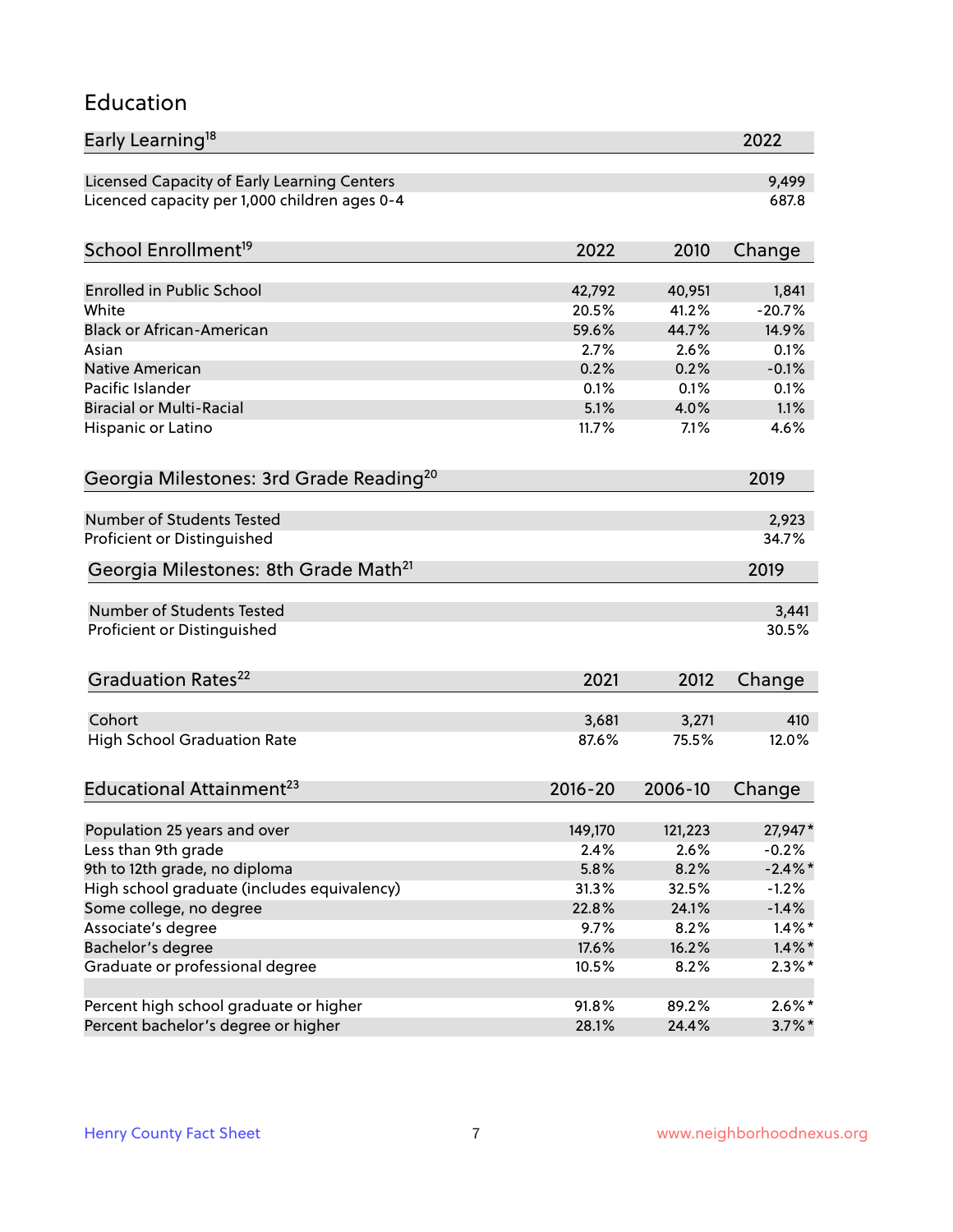## Education

| Early Learning[18] | 2022 |
|---|---|
| Licensed Capacity of Early Learning Centers | 9,499 |
| Licenced capacity per 1,000 children ages 0-4 | 687.8 |

| School Enrollment[19] | 2022 | 2010 | Change |
|---|---|---|---|
| Enrolled in Public School | 42,792 | 40,951 | 1,841 |
| White | 20.5% | 41.2% | -20.7% |
| Black or African-American | 59.6% | 44.7% | 14.9% |
| Asian | 2.7% | 2.6% | 0.1% |
| Native American | 0.2% | 0.2% | -0.1% |
| Pacific Islander | 0.1% | 0.1% | 0.1% |
| Biracial or Multi-Racial | 5.1% | 4.0% | 1.1% |
| Hispanic or Latino | 11.7% | 7.1% | 4.6% |

| Georgia Milestones: 3rd Grade Reading[20] | 2019 |
|---|---|
| Number of Students Tested | 2,923 |
| Proficient or Distinguished | 34.7% |

| Georgia Milestones: 8th Grade Math[21] | 2019 |
|---|---|
| Number of Students Tested | 3,441 |
| Proficient or Distinguished | 30.5% |

| Graduation Rates[22] | 2021 | 2012 | Change |
|---|---|---|---|
| Cohort | 3,681 | 3,271 | 410 |
| High School Graduation Rate | 87.6% | 75.5% | 12.0% |

| Educational Attainment[23] | 2016-20 | 2006-10 | Change |
|---|---|---|---|
| Population 25 years and over | 149,170 | 121,223 | 27,947* |
| Less than 9th grade | 2.4% | 2.6% | -0.2% |
| 9th to 12th grade, no diploma | 5.8% | 8.2% | -2.4%* |
| High school graduate (includes equivalency) | 31.3% | 32.5% | -1.2% |
| Some college, no degree | 22.8% | 24.1% | -1.4% |
| Associate's degree | 9.7% | 8.2% | 1.4%* |
| Bachelor's degree | 17.6% | 16.2% | 1.4%* |
| Graduate or professional degree | 10.5% | 8.2% | 2.3%* |
| | | | |
| Percent high school graduate or higher | 91.8% | 89.2% | 2.6%* |
| Percent bachelor's degree or higher | 28.1% | 24.4% | 3.7%* |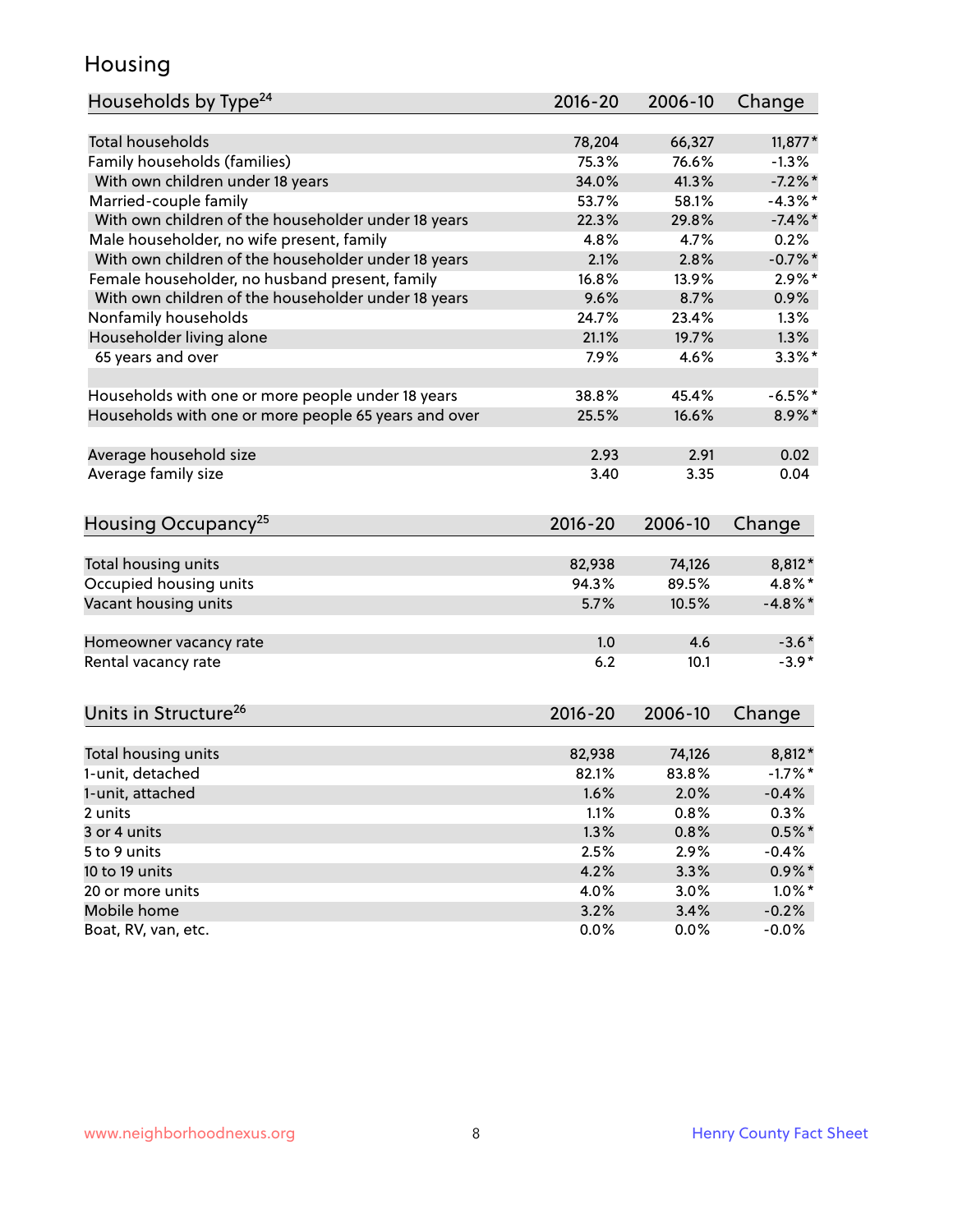# Housing

| Households by Type[24] | 2016-20 | 2006-10 | Change |
|---|---|---|---|
| Total households | 78,204 | 66,327 | 11,877* |
| Family households (families) | 75.3% | 76.6% | -1.3% |
| With own children under 18 years | 34.0% | 41.3% | -7.2%* |
| Married-couple family | 53.7% | 58.1% | -4.3%* |
| With own children of the householder under 18 years | 22.3% | 29.8% | -7.4%* |
| Male householder, no wife present, family | 4.8% | 4.7% | 0.2% |
| With own children of the householder under 18 years | 2.1% | 2.8% | -0.7%* |
| Female householder, no husband present, family | 16.8% | 13.9% | 2.9%* |
| With own children of the householder under 18 years | 9.6% | 8.7% | 0.9% |
| Nonfamily households | 24.7% | 23.4% | 1.3% |
| Householder living alone | 21.1% | 19.7% | 1.3% |
| 65 years and over | 7.9% | 4.6% | 3.3%* |
| Households with one or more people under 18 years | 38.8% | 45.4% | -6.5%* |
| Households with one or more people 65 years and over | 25.5% | 16.6% | 8.9%* |
| Average household size | 2.93 | 2.91 | 0.02 |
| Average family size | 3.40 | 3.35 | 0.04 |

| Housing Occupancy[25] | 2016-20 | 2006-10 | Change |
|---|---|---|---|
| Total housing units | 82,938 | 74,126 | 8,812* |
| Occupied housing units | 94.3% | 89.5% | 4.8%* |
| Vacant housing units | 5.7% | 10.5% | -4.8%* |
| Homeowner vacancy rate | 1.0 | 4.6 | -3.6* |
| Rental vacancy rate | 6.2 | 10.1 | -3.9* |

| Units in Structure[26] | 2016-20 | 2006-10 | Change |
|---|---|---|---|
| Total housing units | 82,938 | 74,126 | 8,812* |
| 1-unit, detached | 82.1% | 83.8% | -1.7%* |
| 1-unit, attached | 1.6% | 2.0% | -0.4% |
| 2 units | 1.1% | 0.8% | 0.3% |
| 3 or 4 units | 1.3% | 0.8% | 0.5%* |
| 5 to 9 units | 2.5% | 2.9% | -0.4% |
| 10 to 19 units | 4.2% | 3.3% | 0.9%* |
| 20 or more units | 4.0% | 3.0% | 1.0%* |
| Mobile home | 3.2% | 3.4% | -0.2% |
| Boat, RV, van, etc. | 0.0% | 0.0% | -0.0% |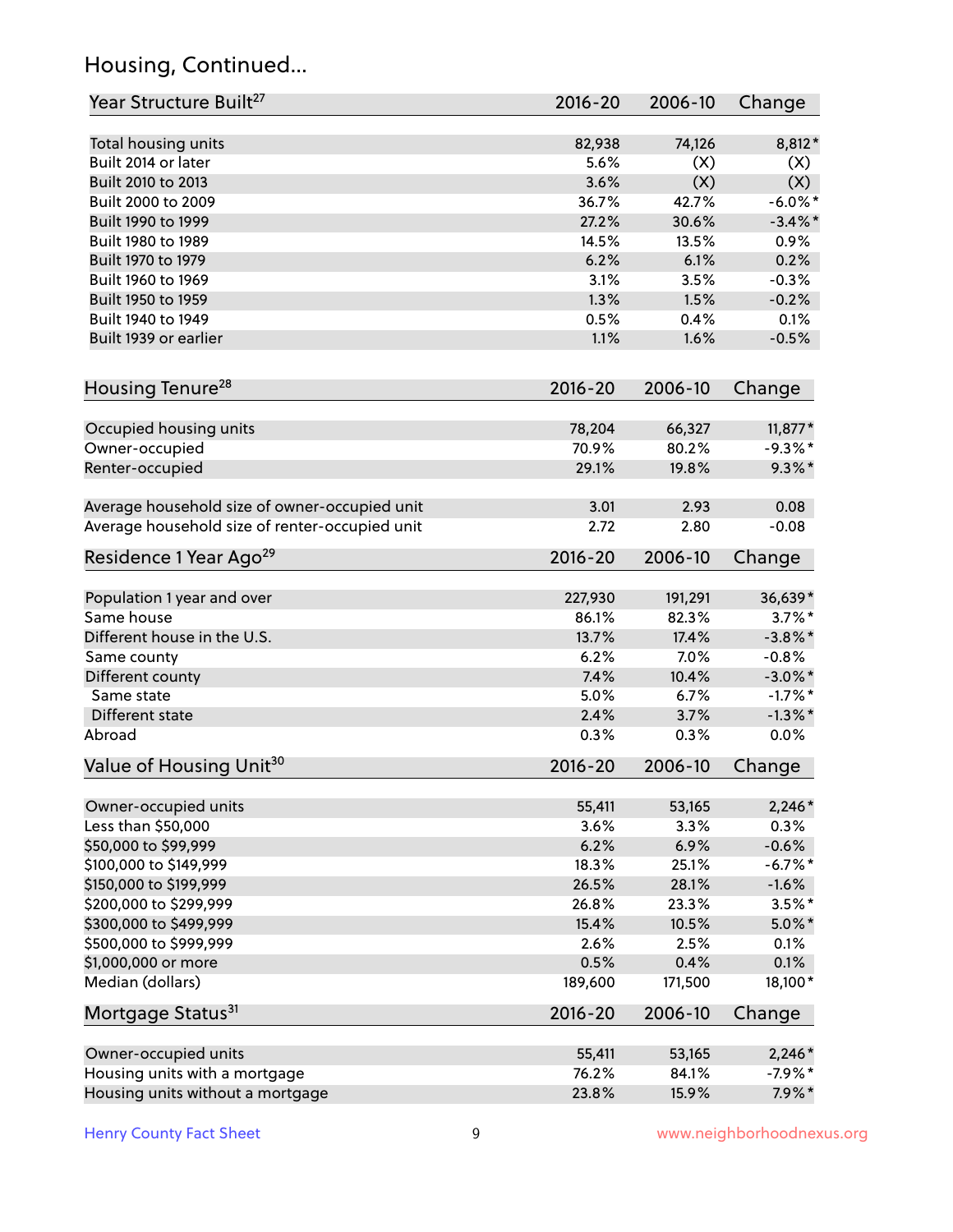## Housing, Continued...

| Year Structure Built[27] | 2016-20 | 2006-10 | Change |
|---|---|---|---|
| Total housing units | 82,938 | 74,126 | 8,812* |
| Built 2014 or later | 5.6% | (X) | (X) |
| Built 2010 to 2013 | 3.6% | (X) | (X) |
| Built 2000 to 2009 | 36.7% | 42.7% | -6.0%* |
| Built 1990 to 1999 | 27.2% | 30.6% | -3.4%* |
| Built 1980 to 1989 | 14.5% | 13.5% | 0.9% |
| Built 1970 to 1979 | 6.2% | 6.1% | 0.2% |
| Built 1960 to 1969 | 3.1% | 3.5% | -0.3% |
| Built 1950 to 1959 | 1.3% | 1.5% | -0.2% |
| Built 1940 to 1949 | 0.5% | 0.4% | 0.1% |
| Built 1939 or earlier | 1.1% | 1.6% | -0.5% |

| Housing Tenure[28] | 2016-20 | 2006-10 | Change |
|---|---|---|---|
| Occupied housing units | 78,204 | 66,327 | 11,877* |
| Owner-occupied | 70.9% | 80.2% | -9.3%* |
| Renter-occupied | 29.1% | 19.8% | 9.3%* |
| Average household size of owner-occupied unit | 3.01 | 2.93 | 0.08 |
| Average household size of renter-occupied unit | 2.72 | 2.80 | -0.08 |

| Residence 1 Year Ago[29] | 2016-20 | 2006-10 | Change |
|---|---|---|---|
| Population 1 year and over | 227,930 | 191,291 | 36,639* |
| Same house | 86.1% | 82.3% | 3.7%* |
| Different house in the U.S. | 13.7% | 17.4% | -3.8%* |
| Same county | 6.2% | 7.0% | -0.8% |
| Different county | 7.4% | 10.4% | -3.0%* |
| Same state | 5.0% | 6.7% | -1.7%* |
| Different state | 2.4% | 3.7% | -1.3%* |
| Abroad | 0.3% | 0.3% | 0.0% |

| Value of Housing Unit[30] | 2016-20 | 2006-10 | Change |
|---|---|---|---|
| Owner-occupied units | 55,411 | 53,165 | 2,246* |
| Less than $50,000 | 3.6% | 3.3% | 0.3% |
| $50,000 to $99,999 | 6.2% | 6.9% | -0.6% |
| $100,000 to $149,999 | 18.3% | 25.1% | -6.7%* |
| $150,000 to $199,999 | 26.5% | 28.1% | -1.6% |
| $200,000 to $299,999 | 26.8% | 23.3% | 3.5%* |
| $300,000 to $499,999 | 15.4% | 10.5% | 5.0%* |
| $500,000 to $999,999 | 2.6% | 2.5% | 0.1% |
| $1,000,000 or more | 0.5% | 0.4% | 0.1% |
| Median (dollars) | 189,600 | 171,500 | 18,100* |

| Mortgage Status[31] | 2016-20 | 2006-10 | Change |
|---|---|---|---|
| Owner-occupied units | 55,411 | 53,165 | 2,246* |
| Housing units with a mortgage | 76.2% | 84.1% | -7.9%* |
| Housing units without a mortgage | 23.8% | 15.9% | 7.9%* |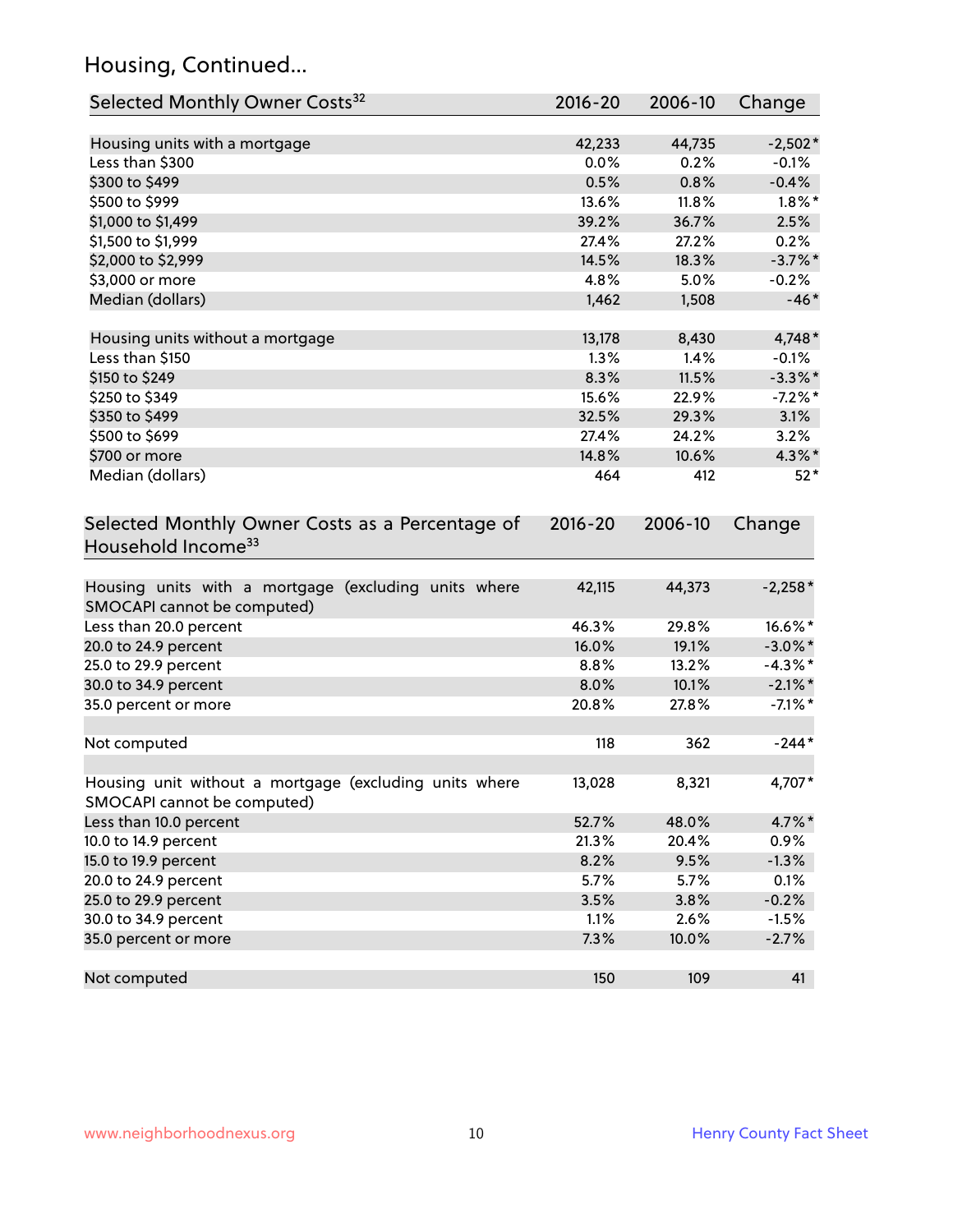## Housing, Continued...

| Selected Monthly Owner Costs[32] | 2016-20 | 2006-10 | Change |
|---|---|---|---|
| Housing units with a mortgage | 42,233 | 44,735 | -2,502* |
| Less than $300 | 0.0% | 0.2% | -0.1% |
| $300 to $499 | 0.5% | 0.8% | -0.4% |
| $500 to $999 | 13.6% | 11.8% | 1.8%* |
| $1,000 to $1,499 | 39.2% | 36.7% | 2.5% |
| $1,500 to $1,999 | 27.4% | 27.2% | 0.2% |
| $2,000 to $2,999 | 14.5% | 18.3% | -3.7%* |
| $3,000 or more | 4.8% | 5.0% | -0.2% |
| Median (dollars) | 1,462 | 1,508 | -46* |
| | | | |
| Housing units without a mortgage | 13,178 | 8,430 | 4,748* |
| Less than $150 | 1.3% | 1.4% | -0.1% |
| $150 to $249 | 8.3% | 11.5% | -3.3%* |
| $250 to $349 | 15.6% | 22.9% | -7.2%* |
| $350 to $499 | 32.5% | 29.3% | 3.1% |
| $500 to $699 | 27.4% | 24.2% | 3.2% |
| $700 or more | 14.8% | 10.6% | 4.3%* |
| Median (dollars) | 464 | 412 | 52* |

| Selected Monthly Owner Costs as a Percentage of Household Income[33] | 2016-20 | 2006-10 | Change |
|---|---|---|---|
| Housing units with a mortgage (excluding units where SMOCAPI cannot be computed) | 42,115 | 44,373 | -2,258* |
| Less than 20.0 percent | 46.3% | 29.8% | 16.6%* |
| 20.0 to 24.9 percent | 16.0% | 19.1% | -3.0%* |
| 25.0 to 29.9 percent | 8.8% | 13.2% | -4.3%* |
| 30.0 to 34.9 percent | 8.0% | 10.1% | -2.1%* |
| 35.0 percent or more | 20.8% | 27.8% | -7.1%* |
| | | | |
| Not computed | 118 | 362 | -244* |
| | | | |
| Housing unit without a mortgage (excluding units where SMOCAPI cannot be computed) | 13,028 | 8,321 | 4,707* |
| Less than 10.0 percent | 52.7% | 48.0% | 4.7%* |
| 10.0 to 14.9 percent | 21.3% | 20.4% | 0.9% |
| 15.0 to 19.9 percent | 8.2% | 9.5% | -1.3% |
| 20.0 to 24.9 percent | 5.7% | 5.7% | 0.1% |
| 25.0 to 29.9 percent | 3.5% | 3.8% | -0.2% |
| 30.0 to 34.9 percent | 1.1% | 2.6% | -1.5% |
| 35.0 percent or more | 7.3% | 10.0% | -2.7% |
| | | | |
| Not computed | 150 | 109 | 41 |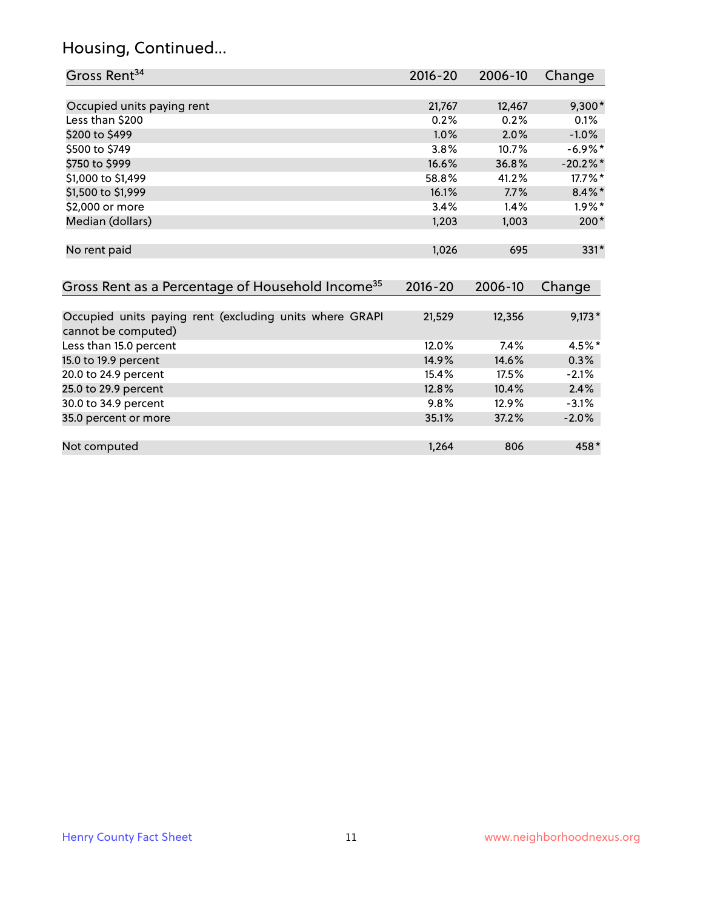## Housing, Continued...

| Gross Rent[34] | 2016-20 | 2006-10 | Change |
|---|---|---|---|
| Occupied units paying rent | 21,767 | 12,467 | 9,300* |
| Less than $200 | 0.2% | 0.2% | 0.1% |
| $200 to $499 | 1.0% | 2.0% | -1.0% |
| $500 to $749 | 3.8% | 10.7% | -6.9%* |
| $750 to $999 | 16.6% | 36.8% | -20.2%* |
| $1,000 to $1,499 | 58.8% | 41.2% | 17.7%* |
| $1,500 to $1,999 | 16.1% | 7.7% | 8.4%* |
| $2,000 or more | 3.4% | 1.4% | 1.9%* |
| Median (dollars) | 1,203 | 1,003 | 200* |
| No rent paid | 1,026 | 695 | 331* |

| Gross Rent as a Percentage of Household Income[35] | 2016-20 | 2006-10 | Change |
|---|---|---|---|
| Occupied units paying rent (excluding units where GRAPI cannot be computed) | 21,529 | 12,356 | 9,173* |
| Less than 15.0 percent | 12.0% | 7.4% | 4.5%* |
| 15.0 to 19.9 percent | 14.9% | 14.6% | 0.3% |
| 20.0 to 24.9 percent | 15.4% | 17.5% | -2.1% |
| 25.0 to 29.9 percent | 12.8% | 10.4% | 2.4% |
| 30.0 to 34.9 percent | 9.8% | 12.9% | -3.1% |
| 35.0 percent or more | 35.1% | 37.2% | -2.0% |
| Not computed | 1,264 | 806 | 458* |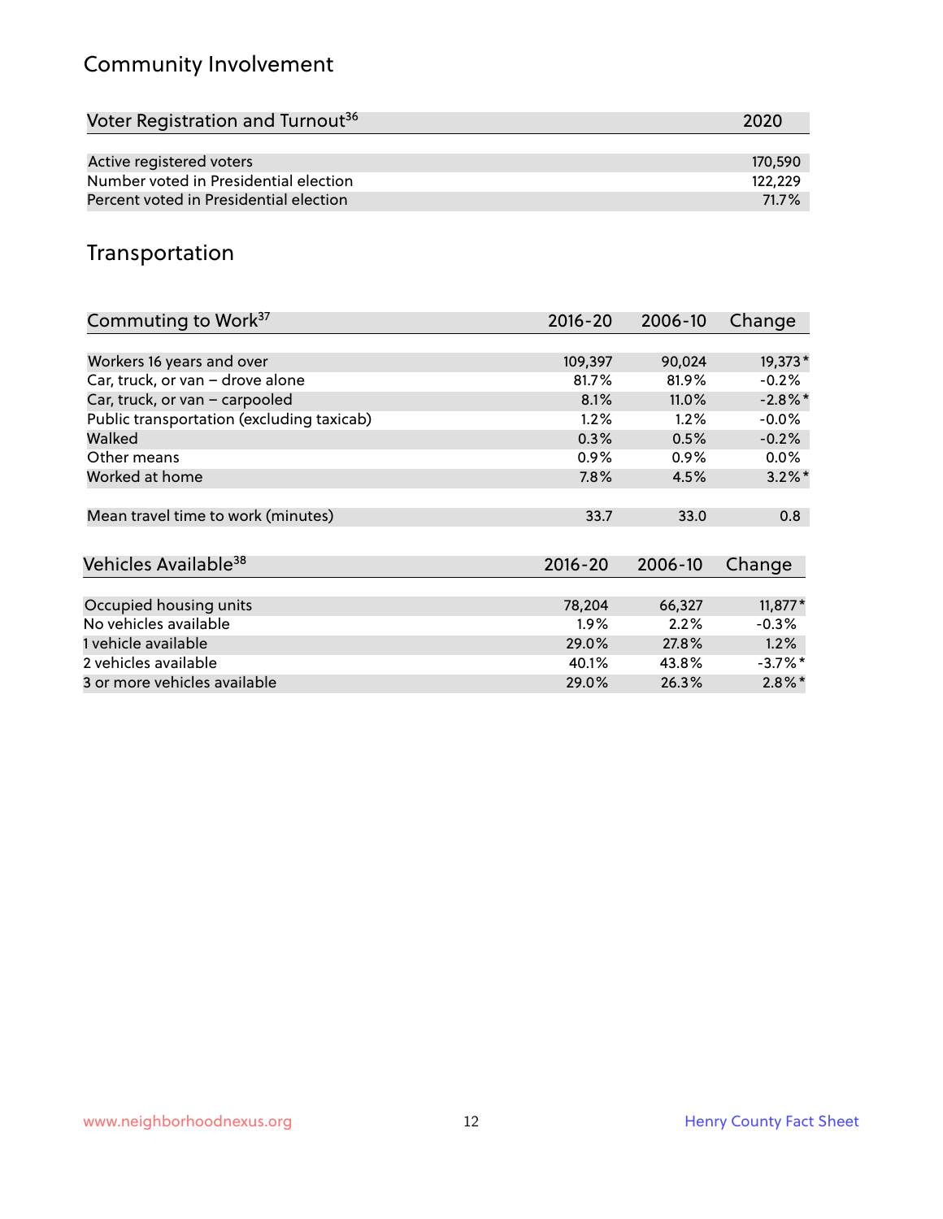## Community Involvement

| Voter Registration and Turnout[36] | 2020 |
| --- | --- |
| Active registered voters | 170,590 |
| Number voted in Presidential election | 122,229 |
| Percent voted in Presidential election | 71.7% |

## Transportation

| Commuting to Work[37] | 2016-20 | 2006-10 | Change |
| --- | --- | --- | --- |
| Workers 16 years and over | 109,397 | 90,024 | 19,373* |
| Car, truck, or van – drove alone | 81.7% | 81.9% | -0.2% |
| Car, truck, or van – carpooled | 8.1% | 11.0% | -2.8%* |
| Public transportation (excluding taxicab) | 1.2% | 1.2% | -0.0% |
| Walked | 0.3% | 0.5% | -0.2% |
| Other means | 0.9% | 0.9% | 0.0% |
| Worked at home | 7.8% | 4.5% | 3.2%* |
| Mean travel time to work (minutes) | 33.7 | 33.0 | 0.8 |

| Vehicles Available[38] | 2016-20 | 2006-10 | Change |
| --- | --- | --- | --- |
| Occupied housing units | 78,204 | 66,327 | 11,877* |
| No vehicles available | 1.9% | 2.2% | -0.3% |
| 1 vehicle available | 29.0% | 27.8% | 1.2% |
| 2 vehicles available | 40.1% | 43.8% | -3.7%* |
| 3 or more vehicles available | 29.0% | 26.3% | 2.8%* |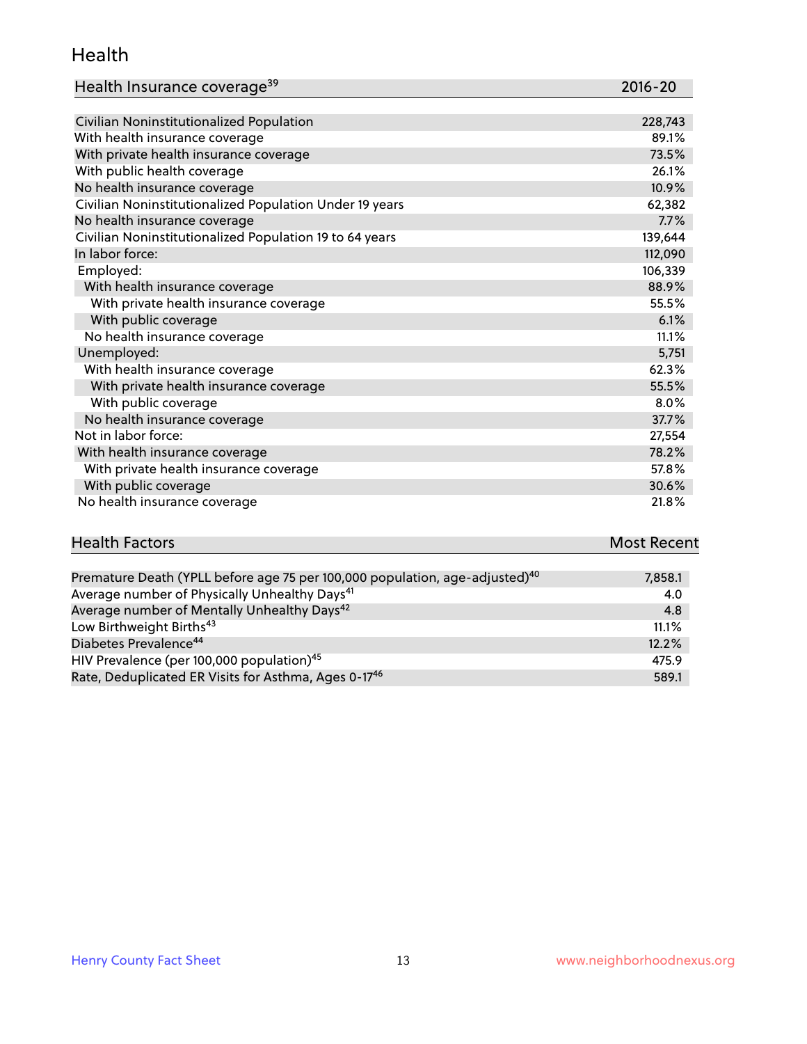## Health

| Health Insurance coverage[39] | 2016-20 |
|---|---|
| Civilian Noninstitutionalized Population | 228,743 |
| With health insurance coverage | 89.1% |
| With private health insurance coverage | 73.5% |
| With public health coverage | 26.1% |
| No health insurance coverage | 10.9% |
| Civilian Noninstitutionalized Population Under 19 years | 62,382 |
| No health insurance coverage | 7.7% |
| Civilian Noninstitutionalized Population 19 to 64 years | 139,644 |
| In labor force: | 112,090 |
| Employed: | 106,339 |
| With health insurance coverage | 88.9% |
| With private health insurance coverage | 55.5% |
| With public coverage | 6.1% |
| No health insurance coverage | 11.1% |
| Unemployed: | 5,751 |
| With health insurance coverage | 62.3% |
| With private health insurance coverage | 55.5% |
| With public coverage | 8.0% |
| No health insurance coverage | 37.7% |
| Not in labor force: | 27,554 |
| With health insurance coverage | 78.2% |
| With private health insurance coverage | 57.8% |
| With public coverage | 30.6% |
| No health insurance coverage | 21.8% |

| Health Factors | Most Recent |
|---|---|
| Premature Death (YPLL before age 75 per 100,000 population, age-adjusted)[40] | 7,858.1 |
| Average number of Physically Unhealthy Days[41] | 4.0 |
| Average number of Mentally Unhealthy Days[42] | 4.8 |
| Low Birthweight Births[43] | 11.1% |
| Diabetes Prevalence[44] | 12.2% |
| HIV Prevalence (per 100,000 population)[45] | 475.9 |
| Rate, Deduplicated ER Visits for Asthma, Ages 0-17[46] | 589.1 |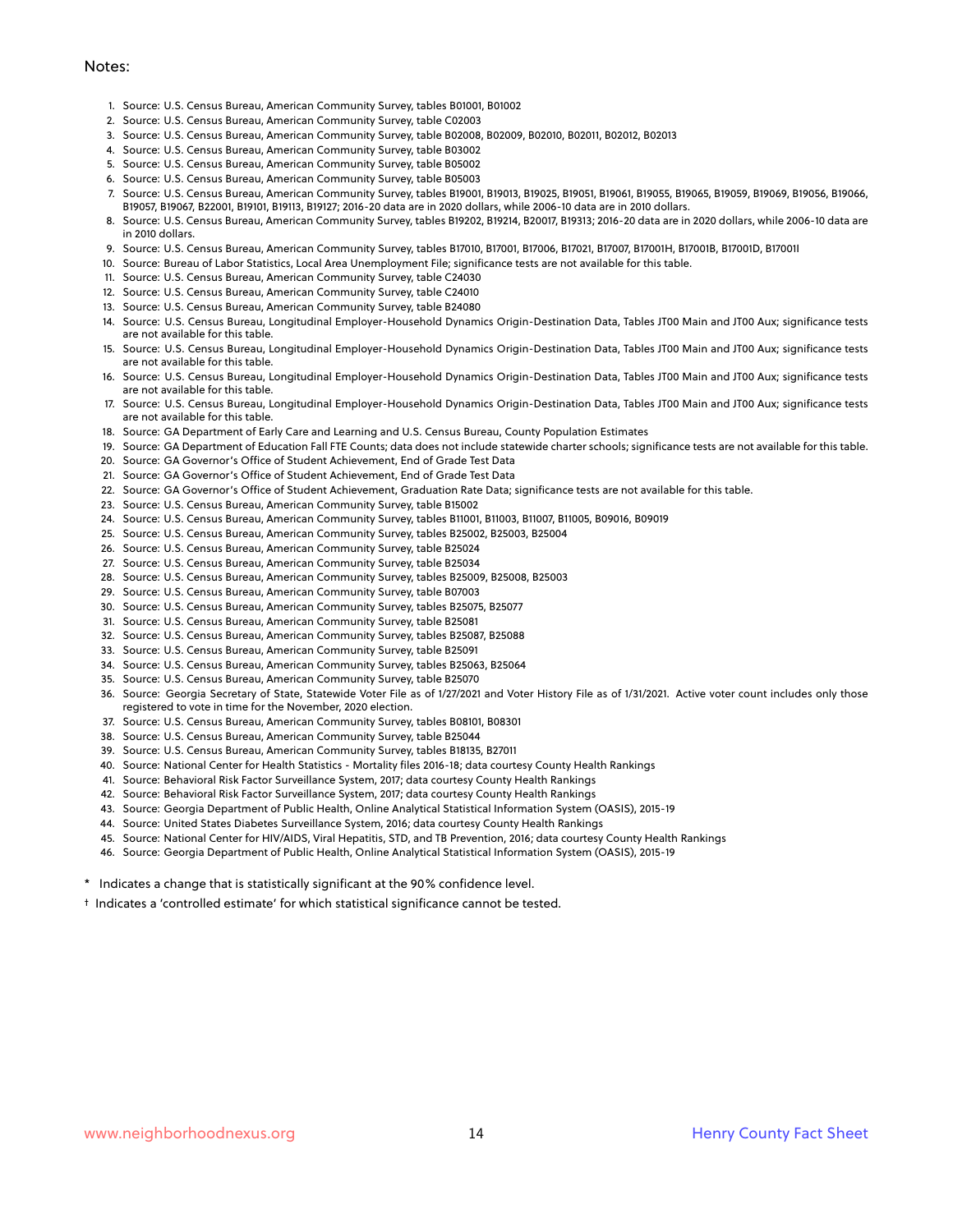Notes:

1. Source: U.S. Census Bureau, American Community Survey, tables B01001, B01002
2. Source: U.S. Census Bureau, American Community Survey, table C02003
3. Source: U.S. Census Bureau, American Community Survey, table B02008, B02009, B02010, B02011, B02012, B02013
4. Source: U.S. Census Bureau, American Community Survey, table B03002
5. Source: U.S. Census Bureau, American Community Survey, table B05002
6. Source: U.S. Census Bureau, American Community Survey, table B05003
7. Source: U.S. Census Bureau, American Community Survey, tables B19001, B19013, B19025, B19051, B19061, B19055, B19065, B19059, B19069, B19056, B19066, B19057, B19067, B22001, B19101, B19113, B19127; 2016-20 data are in 2020 dollars, while 2006-10 data are in 2010 dollars.
8. Source: U.S. Census Bureau, American Community Survey, tables B19202, B19214, B20017, B19313; 2016-20 data are in 2020 dollars, while 2006-10 data are in 2010 dollars.
9. Source: U.S. Census Bureau, American Community Survey, tables B17010, B17001, B17006, B17021, B17007, B17001H, B17001B, B17001D, B17001I
10. Source: Bureau of Labor Statistics, Local Area Unemployment File; significance tests are not available for this table.
11. Source: U.S. Census Bureau, American Community Survey, table C24030
12. Source: U.S. Census Bureau, American Community Survey, table C24010
13. Source: U.S. Census Bureau, American Community Survey, table B24080
14. Source: U.S. Census Bureau, Longitudinal Employer-Household Dynamics Origin-Destination Data, Tables JT00 Main and JT00 Aux; significance tests are not available for this table.
15. Source: U.S. Census Bureau, Longitudinal Employer-Household Dynamics Origin-Destination Data, Tables JT00 Main and JT00 Aux; significance tests are not available for this table.
16. Source: U.S. Census Bureau, Longitudinal Employer-Household Dynamics Origin-Destination Data, Tables JT00 Main and JT00 Aux; significance tests are not available for this table.
17. Source: U.S. Census Bureau, Longitudinal Employer-Household Dynamics Origin-Destination Data, Tables JT00 Main and JT00 Aux; significance tests are not available for this table.
18. Source: GA Department of Early Care and Learning and U.S. Census Bureau, County Population Estimates
19. Source: GA Department of Education Fall FTE Counts; data does not include statewide charter schools; significance tests are not available for this table.
20. Source: GA Governor's Office of Student Achievement, End of Grade Test Data
21. Source: GA Governor's Office of Student Achievement, End of Grade Test Data
22. Source: GA Governor's Office of Student Achievement, Graduation Rate Data; significance tests are not available for this table.
23. Source: U.S. Census Bureau, American Community Survey, table B15002
24. Source: U.S. Census Bureau, American Community Survey, tables B11001, B11003, B11007, B11005, B09016, B09019
25. Source: U.S. Census Bureau, American Community Survey, tables B25002, B25003, B25004
26. Source: U.S. Census Bureau, American Community Survey, table B25024
27. Source: U.S. Census Bureau, American Community Survey, table B25034
28. Source: U.S. Census Bureau, American Community Survey, tables B25009, B25008, B25003
29. Source: U.S. Census Bureau, American Community Survey, table B07003
30. Source: U.S. Census Bureau, American Community Survey, tables B25075, B25077
31. Source: U.S. Census Bureau, American Community Survey, table B25081
32. Source: U.S. Census Bureau, American Community Survey, tables B25087, B25088
33. Source: U.S. Census Bureau, American Community Survey, table B25091
34. Source: U.S. Census Bureau, American Community Survey, tables B25063, B25064
35. Source: U.S. Census Bureau, American Community Survey, table B25070
36. Source: Georgia Secretary of State, Statewide Voter File as of 1/27/2021 and Voter History File as of 1/31/2021. Active voter count includes only those registered to vote in time for the November, 2020 election.
37. Source: U.S. Census Bureau, American Community Survey, tables B08101, B08301
38. Source: U.S. Census Bureau, American Community Survey, table B25044
39. Source: U.S. Census Bureau, American Community Survey, tables B18135, B27011
40. Source: National Center for Health Statistics - Mortality files 2016-18; data courtesy County Health Rankings
41. Source: Behavioral Risk Factor Surveillance System, 2017; data courtesy County Health Rankings
42. Source: Behavioral Risk Factor Surveillance System, 2017; data courtesy County Health Rankings
43. Source: Georgia Department of Public Health, Online Analytical Statistical Information System (OASIS), 2015-19
44. Source: United States Diabetes Surveillance System, 2016; data courtesy County Health Rankings
45. Source: National Center for HIV/AIDS, Viral Hepatitis, STD, and TB Prevention, 2016; data courtesy County Health Rankings
46. Source: Georgia Department of Public Health, Online Analytical Statistical Information System (OASIS), 2015-19

\* Indicates a change that is statistically significant at the 90% confidence level.

† Indicates a 'controlled estimate' for which statistical significance cannot be tested.